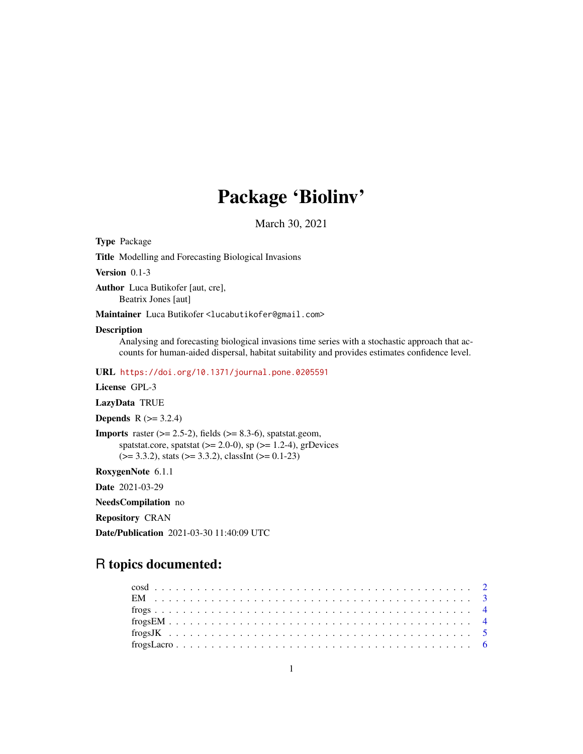# Package 'BioInv'

March 30, 2021

**Type** Package

**Title** Modelling and Forecasting Biological Invasions

**Version** 0.1-3

**Author** Luca Butikofer [aut, cre],
Beatrix Jones [aut]

**Maintainer** Luca Butikofer <lucabutikofer@gmail.com>

**Description** Analysing and forecasting biological invasions time series with a stochastic approach that accounts for human-aided dispersal, habitat suitability and provides estimates confidence level.

**URL** https://doi.org/10.1371/journal.pone.0205591

**License** GPL-3

**LazyData** TRUE

**Depends** R (>= 3.2.4)

**Imports** raster (>= 2.5-2), fields (>= 8.3-6), spatstat.geom, spatstat.core, spatstat (>= 2.0-0), sp (>= 1.2-4), grDevices (>= 3.3.2), stats (>= 3.3.2), classInt (>= 0.1-23)

**RoxygenNote** 6.1.1

**Date** 2021-03-29

**NeedsCompilation** no

**Repository** CRAN

**Date/Publication** 2021-03-30 11:40:09 UTC

## R topics documented:

| | |
|---|---|
| cosd | 2 |
| EM | 3 |
| frogs | 4 |
| frogsEM | 4 |
| frogsJK | 5 |
| frogsLacro | 6 |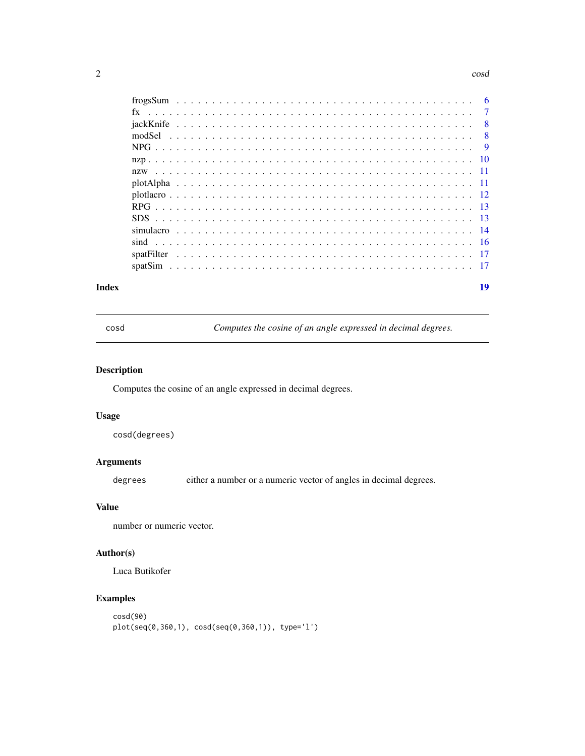| | |
|---|---|
| frogsSum | 6 |
| fx | 7 |
| jackKnife | 8 |
| modSel | 8 |
| NPG | 9 |
| nzp | 10 |
| nzw | 11 |
| plotAlpha | 11 |
| plotlacro | 12 |
| RPG | 13 |
| SDS | 13 |
| simulacro | 14 |
| sind | 16 |
| spatFilter | 17 |
| spatSim | 17 |

**Index** 19

---

`cosd` *Computes the cosine of an angle expressed in decimal degrees.*

---

## Description

Computes the cosine of an angle expressed in decimal degrees.

## Usage

```
cosd(degrees)
```

## Arguments

| | |
|---|---|
| `degrees` | either a number or a numeric vector of angles in decimal degrees. |

## Value

number or numeric vector.

## Author(s)

Luca Butikofer

## Examples

```
cosd(90)
plot(seq(0,360,1), cosd(seq(0,360,1)), type='l')
```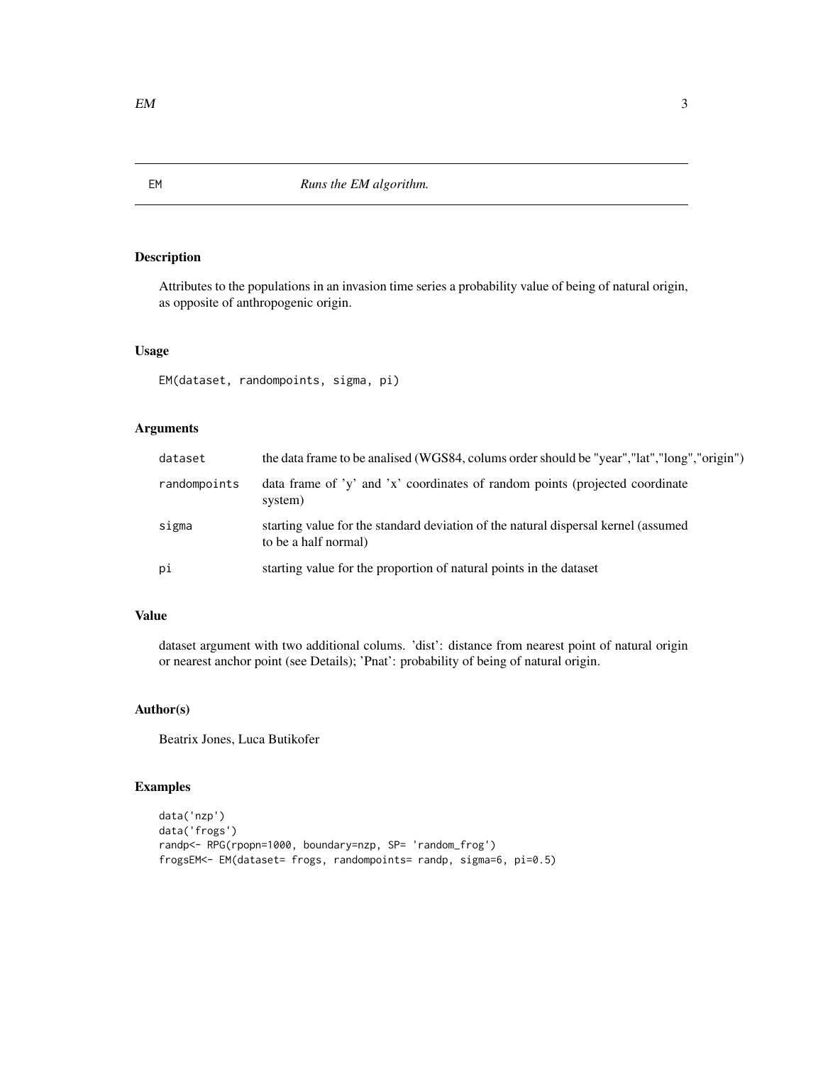# EM — *Runs the EM algorithm.*

## Description

Attributes to the populations in an invasion time series a probability value of being of natural origin, as opposite of anthropogenic origin.

## Usage

```
EM(dataset, randompoints, sigma, pi)
```

## Arguments

| | |
|---|---|
| dataset | the data frame to be analised (WGS84, colums order should be "year","lat","long","origin") |
| randompoints | data frame of 'y' and 'x' coordinates of random points (projected coordinate system) |
| sigma | starting value for the standard deviation of the natural dispersal kernel (assumed to be a half normal) |
| pi | starting value for the proportion of natural points in the dataset |

## Value

dataset argument with two additional colums. 'dist': distance from nearest point of natural origin or nearest anchor point (see Details); 'Pnat': probability of being of natural origin.

## Author(s)

Beatrix Jones, Luca Butikofer

## Examples

```
data('nzp')
data('frogs')
randp<- RPG(rpopn=1000, boundary=nzp, SP= 'random_frog')
frogsEM<- EM(dataset= frogs, randompoints= randp, sigma=6, pi=0.5)
```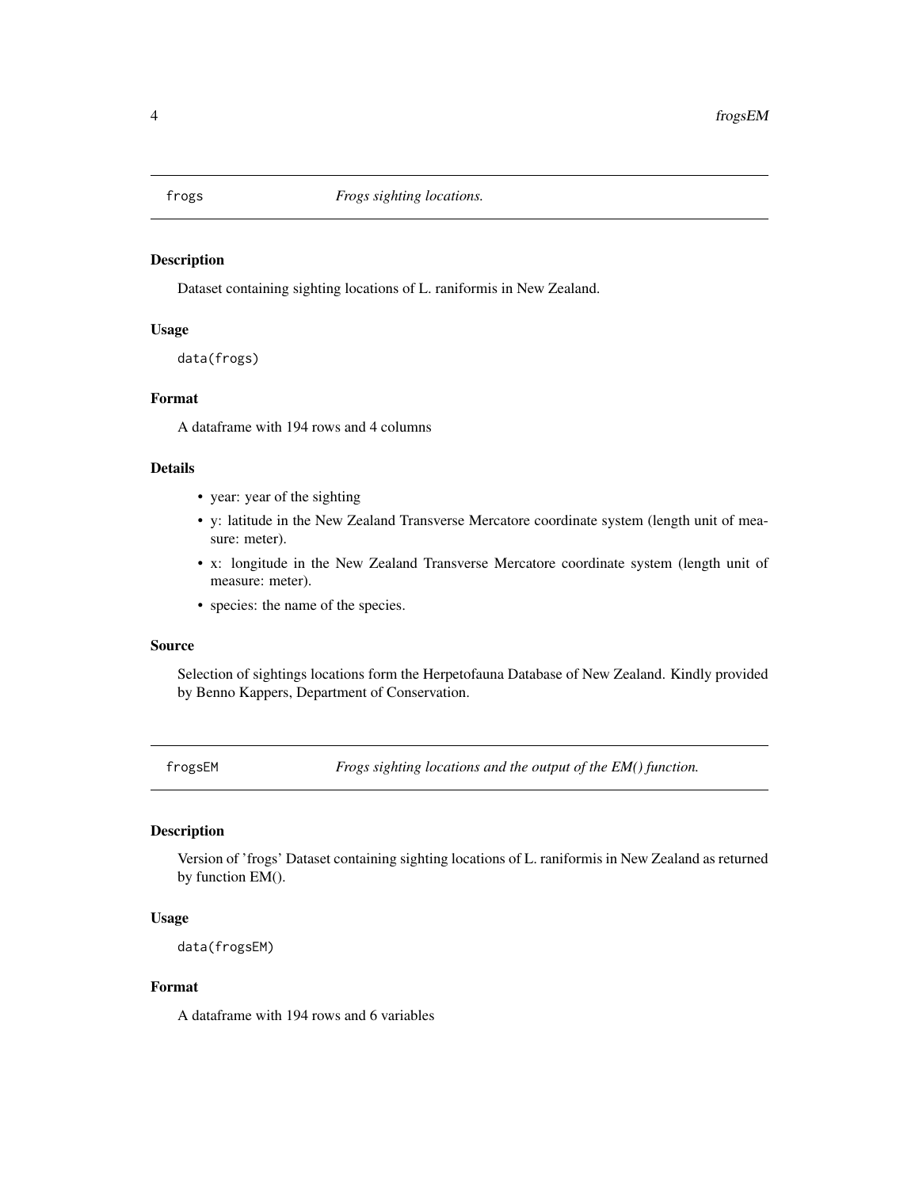## frogs — *Frogs sighting locations.*

### Description

Dataset containing sighting locations of L. raniformis in New Zealand.

### Usage

```
data(frogs)
```

### Format

A dataframe with 194 rows and 4 columns

### Details

- year: year of the sighting
- y: latitude in the New Zealand Transverse Mercatore coordinate system (length unit of measure: meter).
- x: longitude in the New Zealand Transverse Mercatore coordinate system (length unit of measure: meter).
- species: the name of the species.

### Source

Selection of sightings locations form the Herpetofauna Database of New Zealand. Kindly provided by Benno Kappers, Department of Conservation.

## frogsEM — *Frogs sighting locations and the output of the EM() function.*

### Description

Version of 'frogs' Dataset containing sighting locations of L. raniformis in New Zealand as returned by function EM().

### Usage

```
data(frogsEM)
```

### Format

A dataframe with 194 rows and 6 variables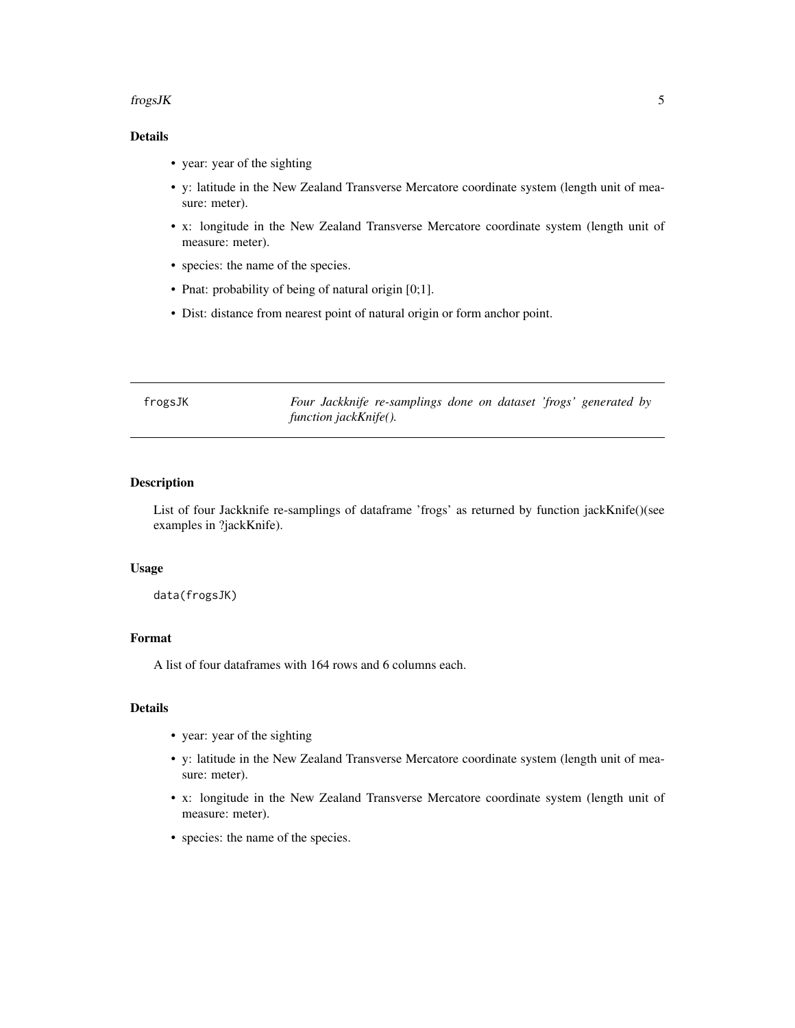## Details

- year: year of the sighting
- y: latitude in the New Zealand Transverse Mercatore coordinate system (length unit of measure: meter).
- x: longitude in the New Zealand Transverse Mercatore coordinate system (length unit of measure: meter).
- species: the name of the species.
- Pnat: probability of being of natural origin [0;1].
- Dist: distance from nearest point of natural origin or form anchor point.

---

# frogsJK

*Four Jackknife re-samplings done on dataset 'frogs' generated by function jackKnife().*

---

## Description

List of four Jackknife re-samplings of dataframe 'frogs' as returned by function jackKnife()(see examples in ?jackKnife).

## Usage

```
data(frogsJK)
```

## Format

A list of four dataframes with 164 rows and 6 columns each.

## Details

- year: year of the sighting
- y: latitude in the New Zealand Transverse Mercatore coordinate system (length unit of measure: meter).
- x: longitude in the New Zealand Transverse Mercatore coordinate system (length unit of measure: meter).
- species: the name of the species.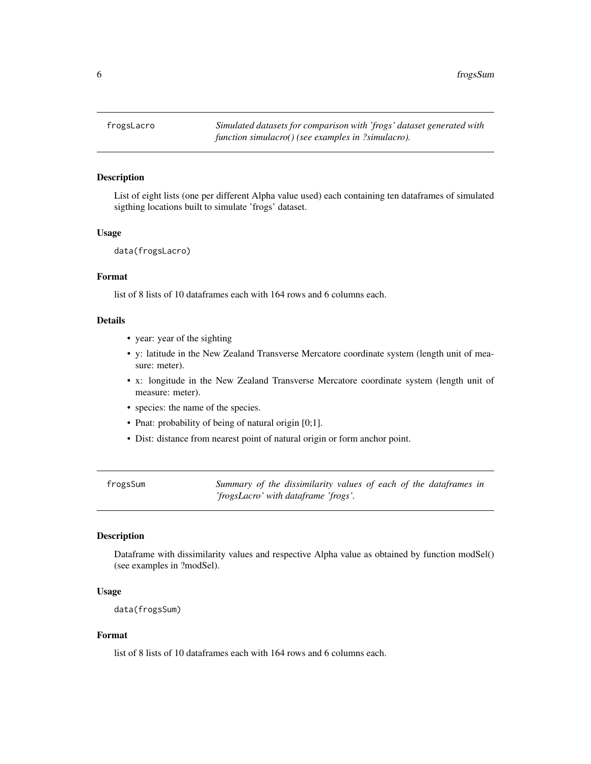## frogsLacro

*Simulated datasets for comparison with 'frogs' dataset generated with function simulacro() (see examples in ?simulacro).*

### Description

List of eight lists (one per different Alpha value used) each containing ten dataframes of simulated sigthing locations built to simulate 'frogs' dataset.

### Usage

```
data(frogsLacro)
```

### Format

list of 8 lists of 10 dataframes each with 164 rows and 6 columns each.

### Details

- year: year of the sighting
- y: latitude in the New Zealand Transverse Mercatore coordinate system (length unit of measure: meter).
- x: longitude in the New Zealand Transverse Mercatore coordinate system (length unit of measure: meter).
- species: the name of the species.
- Pnat: probability of being of natural origin [0;1].
- Dist: distance from nearest point of natural origin or form anchor point.

## frogsSum

*Summary of the dissimilarity values of each of the dataframes in 'frogsLacro' with dataframe 'frogs'.*

### Description

Dataframe with dissimilarity values and respective Alpha value as obtained by function modSel() (see examples in ?modSel).

### Usage

```
data(frogsSum)
```

### Format

list of 8 lists of 10 dataframes each with 164 rows and 6 columns each.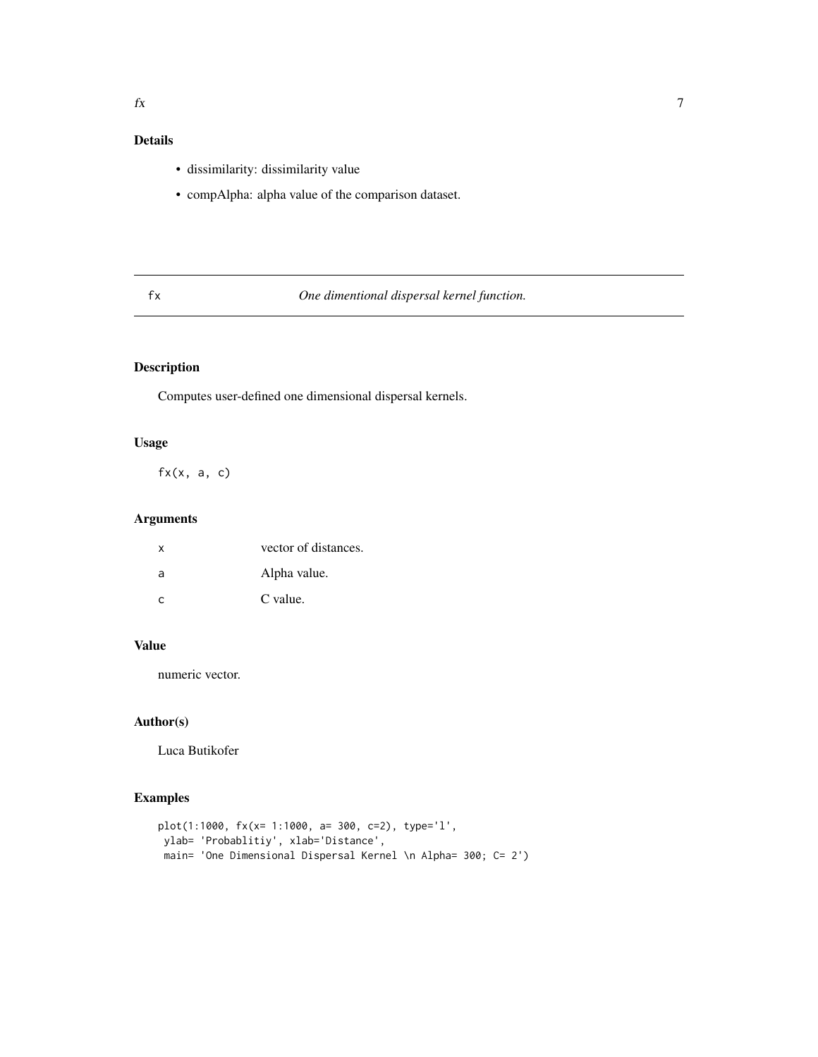### Details

- dissimilarity: dissimilarity value
- compAlpha: alpha value of the comparison dataset.

---

## fx — *One dimentional dispersal kernel function.*

---

### Description

Computes user-defined one dimensional dispersal kernels.

### Usage

```
fx(x, a, c)
```

### Arguments

| | |
|---|---|
| x | vector of distances. |
| a | Alpha value. |
| c | C value. |

### Value

numeric vector.

### Author(s)

Luca Butikofer

### Examples

```
plot(1:1000, fx(x= 1:1000, a= 300, c=2), type='l',
 ylab= 'Problabltiy', xlab='Distance',
 main= 'One Dimensional Dispersal Kernel \n Alpha= 300; C= 2')
```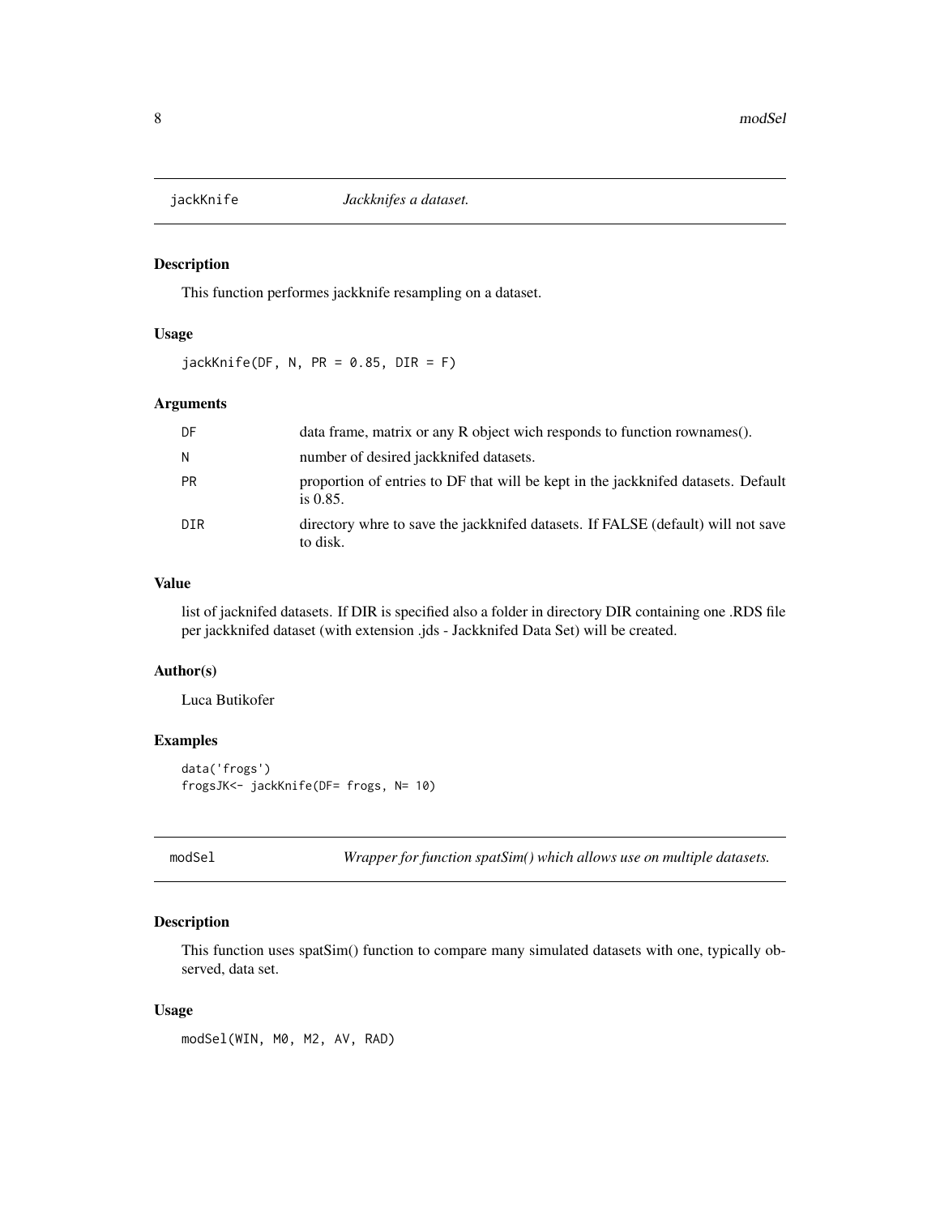## jackKnife *Jackknifes a dataset.*

### Description

This function performes jackknife resampling on a dataset.

### Usage

```
jackKnife(DF, N, PR = 0.85, DIR = F)
```

### Arguments

| | |
|---|---|
| DF | data frame, matrix or any R object wich responds to function rownames(). |
| N | number of desired jackknifed datasets. |
| PR | proportion of entries to DF that will be kept in the jackknifed datasets. Default is 0.85. |
| DIR | directory whre to save the jackknifed datasets. If FALSE (default) will not save to disk. |

### Value

list of jacknifed datasets. If DIR is specified also a folder in directory DIR containing one .RDS file per jackknifed dataset (with extension .jds - Jackknifed Data Set) will be created.

### Author(s)

Luca Butikofer

### Examples

```
data('frogs')
frogsJK<- jackKnife(DF= frogs, N= 10)
```

## modSel *Wrapper for function spatSim() which allows use on multiple datasets.*

### Description

This function uses spatSim() function to compare many simulated datasets with one, typically observed, data set.

### Usage

```
modSel(WIN, M0, M2, AV, RAD)
```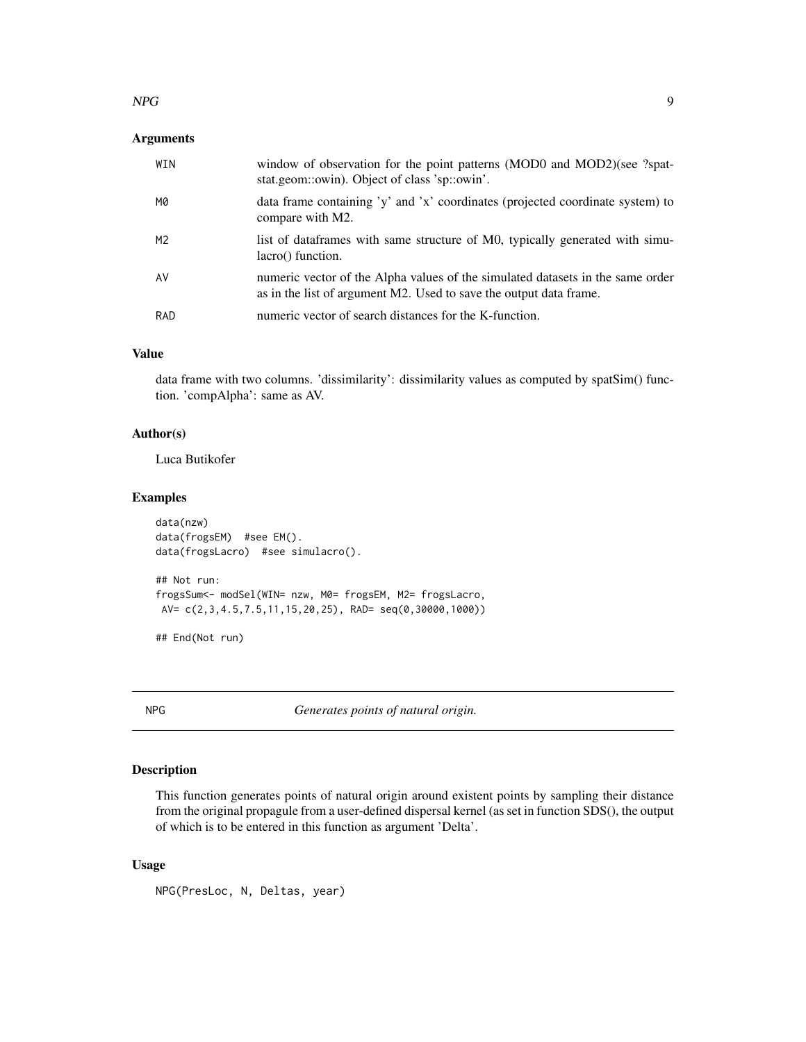### Arguments

| | |
|---|---|
| WIN | window of observation for the point patterns (MOD0 and MOD2)(see ?spatstat.geom::owin). Object of class 'sp::owin'. |
| M0 | data frame containing 'y' and 'x' coordinates (projected coordinate system) to compare with M2. |
| M2 | list of dataframes with same structure of M0, typically generated with simulacro() function. |
| AV | numeric vector of the Alpha values of the simulated datasets in the same order as in the list of argument M2. Used to save the output data frame. |
| RAD | numeric vector of search distances for the K-function. |

### Value

data frame with two columns. 'dissimilarity': dissimilarity values as computed by spatSim() function. 'compAlpha': same as AV.

### Author(s)

Luca Butikofer

### Examples

```
data(nzw)
data(frogsEM)  #see EM().
data(frogsLacro)  #see simulacro().

## Not run:
frogsSum<- modSel(WIN= nzw, M0= frogsEM, M2= frogsLacro,
 AV= c(2,3,4.5,7.5,11,15,20,25), RAD= seq(0,30000,1000))

## End(Not run)
```

---

## NPG — *Generates points of natural origin.*

### Description

This function generates points of natural origin around existent points by sampling their distance from the original propagule from a user-defined dispersal kernel (as set in function SDS(), the output of which is to be entered in this function as argument 'Delta'.

### Usage

```
NPG(PresLoc, N, Deltas, year)
```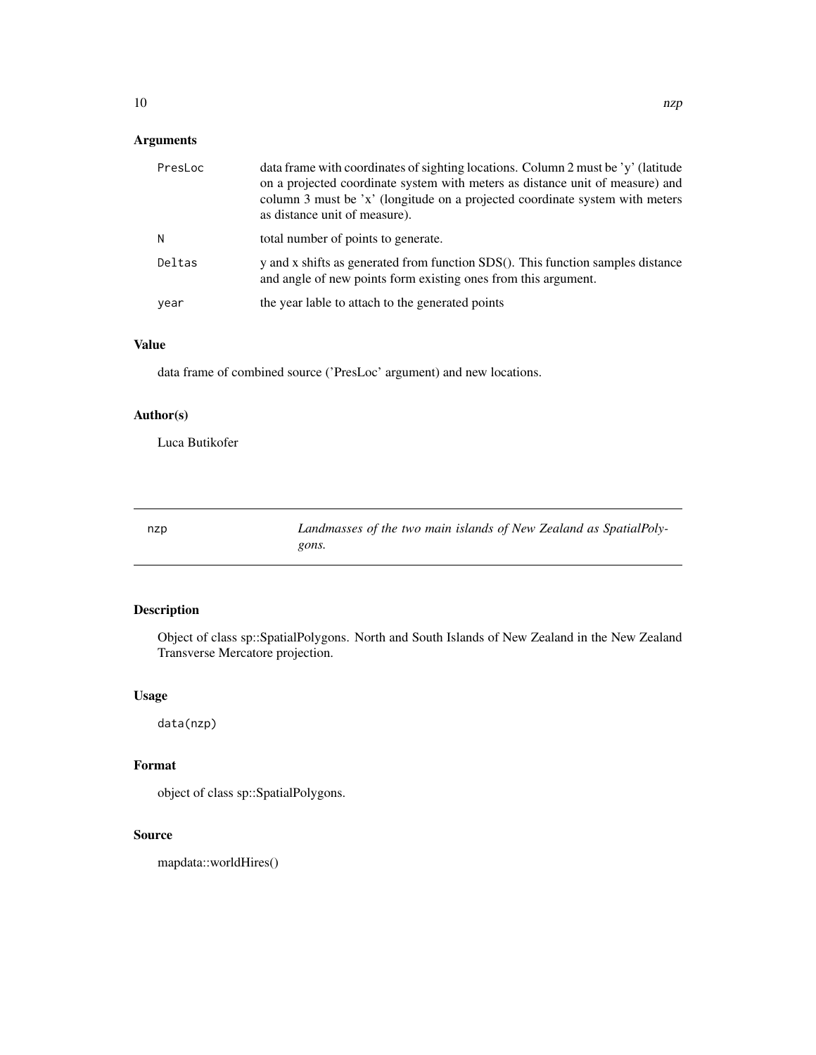## Arguments

| | |
|---|---|
| PresLoc | data frame with coordinates of sighting locations. Column 2 must be 'y' (latitude on a projected coordinate system with meters as distance unit of measure) and column 3 must be 'x' (longitude on a projected coordinate system with meters as distance unit of measure). |
| N | total number of points to generate. |
| Deltas | y and x shifts as generated from function SDS(). This function samples distance and angle of new points form existing ones from this argument. |
| year | the year lable to attach to the generated points |

## Value

data frame of combined source ('PresLoc' argument) and new locations.

## Author(s)

Luca Butikofer

---

# nzp — *Landmasses of the two main islands of New Zealand as SpatialPolygons.*

## Description

Object of class sp::SpatialPolygons. North and South Islands of New Zealand in the New Zealand Transverse Mercatore projection.

## Usage

```
data(nzp)
```

## Format

object of class sp::SpatialPolygons.

## Source

mapdata::worldHires()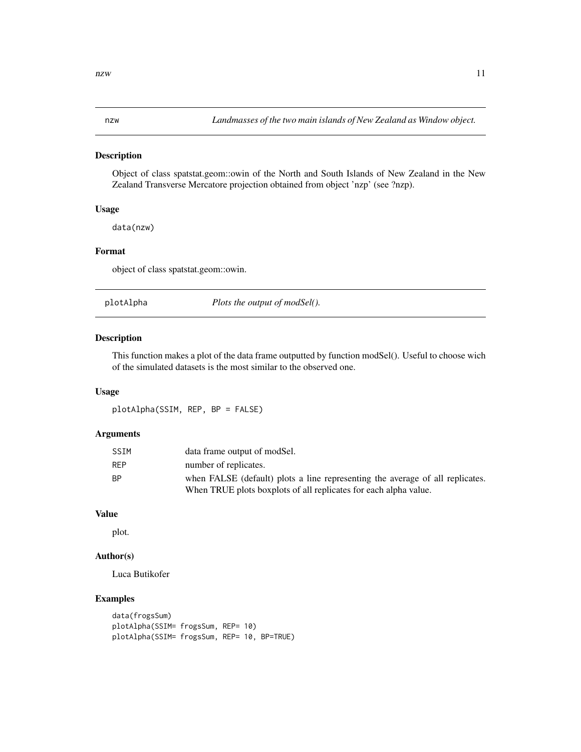## nzw — *Landmasses of the two main islands of New Zealand as Window object.*

### Description

Object of class spatstat.geom::owin of the North and South Islands of New Zealand in the New Zealand Transverse Mercatore projection obtained from object 'nzp' (see ?nzp).

### Usage

```
data(nzw)
```

### Format

object of class spatstat.geom::owin.

## plotAlpha — *Plots the output of modSel().*

### Description

This function makes a plot of the data frame outputted by function modSel(). Useful to choose wich of the simulated datasets is the most similar to the observed one.

### Usage

```
plotAlpha(SSIM, REP, BP = FALSE)
```

### Arguments

| | |
|---|---|
| SSIM | data frame output of modSel. |
| REP | number of replicates. |
| BP | when FALSE (default) plots a line representing the average of all replicates. When TRUE plots boxplots of all replicates for each alpha value. |

### Value

plot.

### Author(s)

Luca Butikofer

### Examples

```
data(frogsSum)
plotAlpha(SSIM= frogsSum, REP= 10)
plotAlpha(SSIM= frogsSum, REP= 10, BP=TRUE)
```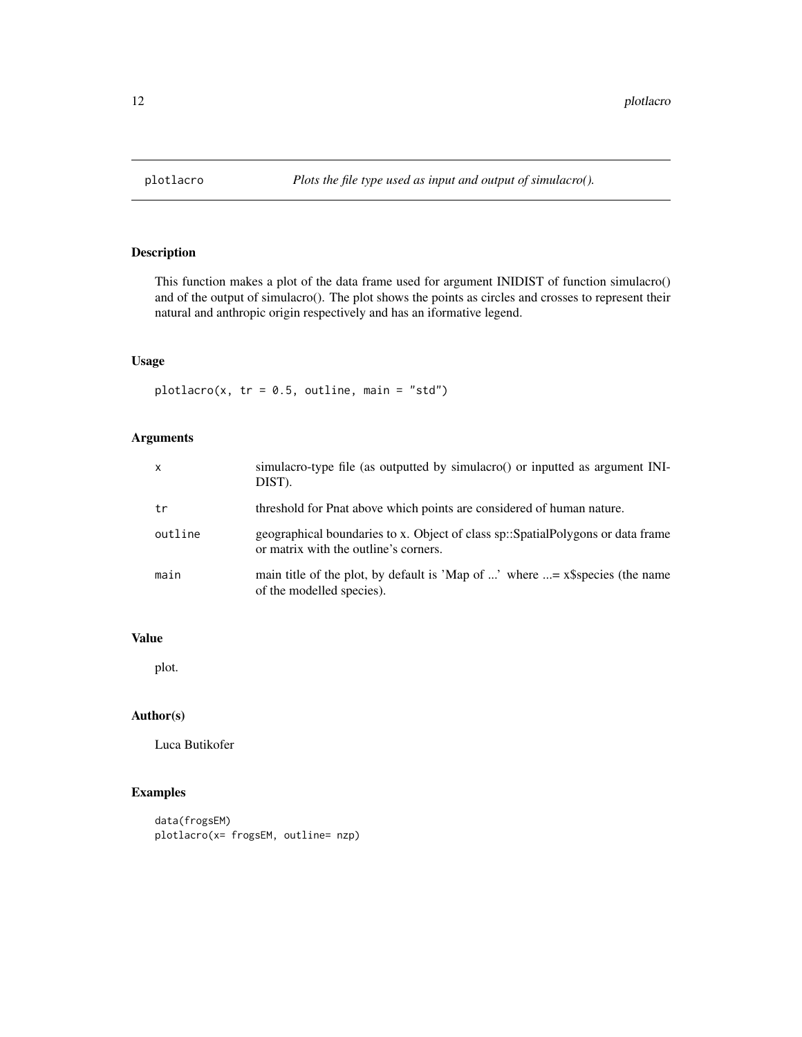# plotlacro

*Plots the file type used as input and output of simulacro().*

## Description

This function makes a plot of the data frame used for argument INIDIST of function simulacro() and of the output of simulacro(). The plot shows the points as circles and crosses to represent their natural and anthropic origin respectively and has an iformative legend.

## Usage

```
plotlacro(x, tr = 0.5, outline, main = "std")
```

## Arguments

| | |
|---|---|
| x | simulacro-type file (as outputted by simulacro() or inputted as argument INIDIST). |
| tr | threshold for Pnat above which points are considered of human nature. |
| outline | geographical boundaries to x. Object of class sp::SpatialPolygons or data frame or matrix with the outline's corners. |
| main | main title of the plot, by default is 'Map of ...' where ...= x$species (the name of the modelled species). |

## Value

plot.

## Author(s)

Luca Butikofer

## Examples

```
data(frogsEM)
plotlacro(x= frogsEM, outline= nzp)
```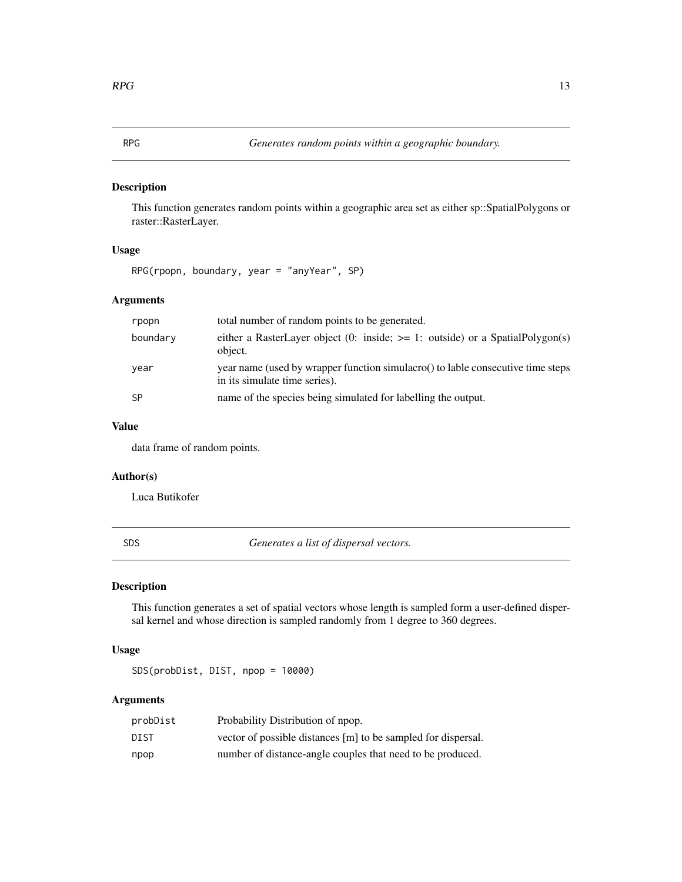## RPG — *Generates random points within a geographic boundary.*

### Description

This function generates random points within a geographic area set as either sp::SpatialPolygons or raster::RasterLayer.

### Usage

```
RPG(rpopn, boundary, year = "anyYear", SP)
```

### Arguments

| | |
|---|---|
| rpopn | total number of random points to be generated. |
| boundary | either a RasterLayer object (0: inside; >= 1: outside) or a SpatialPolygon(s) object. |
| year | year name (used by wrapper function simulacro() to lable consecutive time steps in its simulate time series). |
| SP | name of the species being simulated for labelling the output. |

### Value

data frame of random points.

### Author(s)

Luca Butikofer

## SDS — *Generates a list of dispersal vectors.*

### Description

This function generates a set of spatial vectors whose length is sampled form a user-defined dispersal kernel and whose direction is sampled randomly from 1 degree to 360 degrees.

### Usage

```
SDS(probDist, DIST, npop = 10000)
```

### Arguments

| | |
|---|---|
| probDist | Probability Distribution of npop. |
| DIST | vector of possible distances [m] to be sampled for dispersal. |
| npop | number of distance-angle couples that need to be produced. |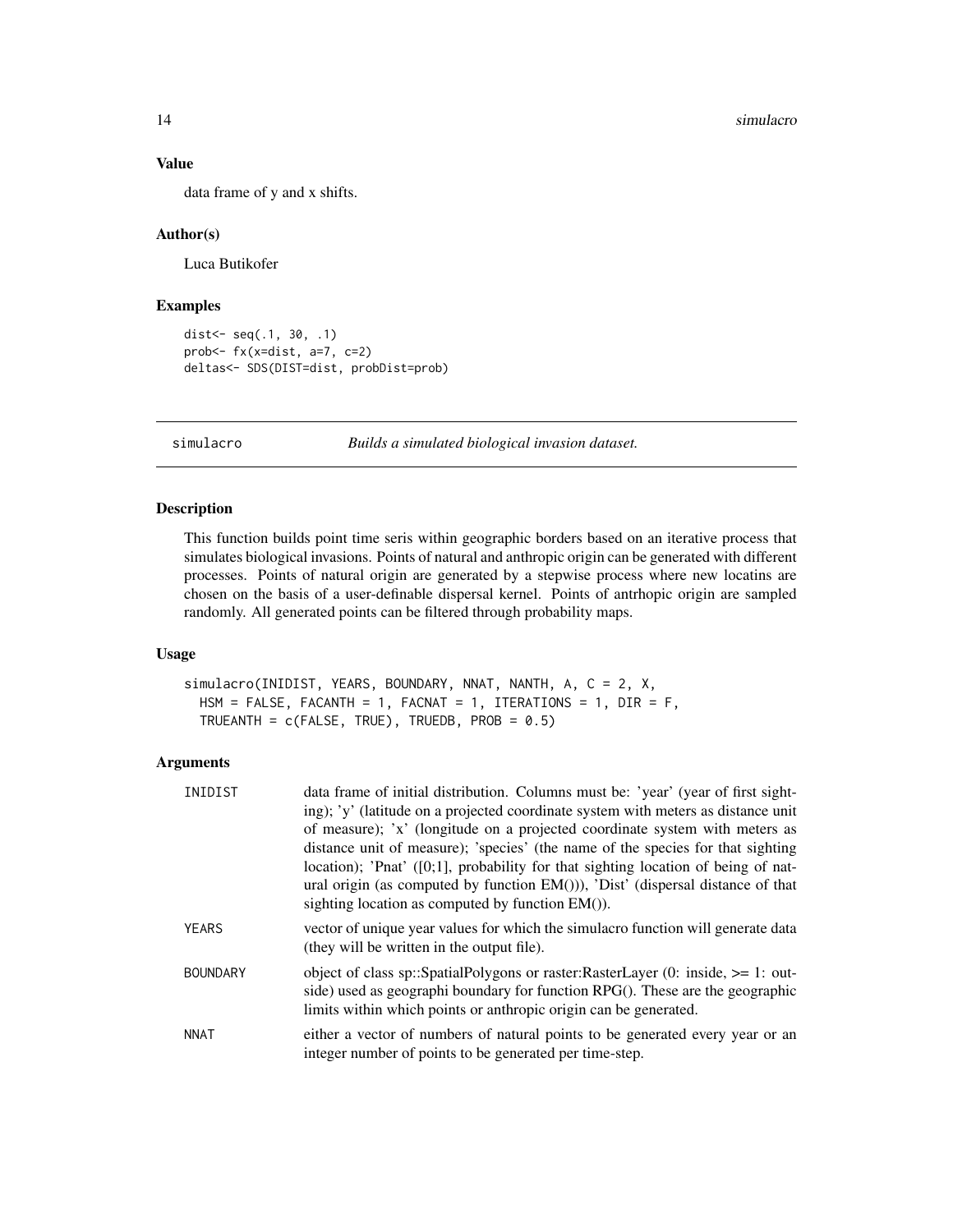### Value

data frame of y and x shifts.

### Author(s)

Luca Butikofer

### Examples

```
dist<- seq(.1, 30, .1)
prob<- fx(x=dist, a=7, c=2)
deltas<- SDS(DIST=dist, probDist=prob)
```

---

## simulacro — *Builds a simulated biological invasion dataset.*

### Description

This function builds point time seris within geographic borders based on an iterative process that simulates biological invasions. Points of natural and anthropic origin can be generated with different processes. Points of natural origin are generated by a stepwise process where new locatins are chosen on the basis of a user-definable dispersal kernel. Points of antrhopic origin are sampled randomly. All generated points can be filtered through probability maps.

### Usage

```
simulacro(INIDIST, YEARS, BOUNDARY, NNAT, NANTH, A, C = 2, X,
  HSM = FALSE, FACANTH = 1, FACNAT = 1, ITERATIONS = 1, DIR = F,
  TRUEANTH = c(FALSE, TRUE), TRUEDB, PROB = 0.5)
```

### Arguments

| | |
|---|---|
| INIDIST | data frame of initial distribution. Columns must be: 'year' (year of first sighting); 'y' (latitude on a projected coordinate system with meters as distance unit of measure); 'x' (longitude on a projected coordinate system with meters as distance unit of measure); 'species' (the name of the species for that sighting location); 'Pnat' ([0;1], probability for that sighting location of being of natural origin (as computed by function EM())), 'Dist' (dispersal distance of that sighting location as computed by function EM()). |
| YEARS | vector of unique year values for which the simulacro function will generate data (they will be written in the output file). |
| BOUNDARY | object of class sp::SpatialPolygons or raster:RasterLayer (0: inside, >= 1: outside) used as geographi boundary for function RPG(). These are the geographic limits within which points or anthropic origin can be generated. |
| NNAT | either a vector of numbers of natural points to be generated every year or an integer number of points to be generated per time-step. |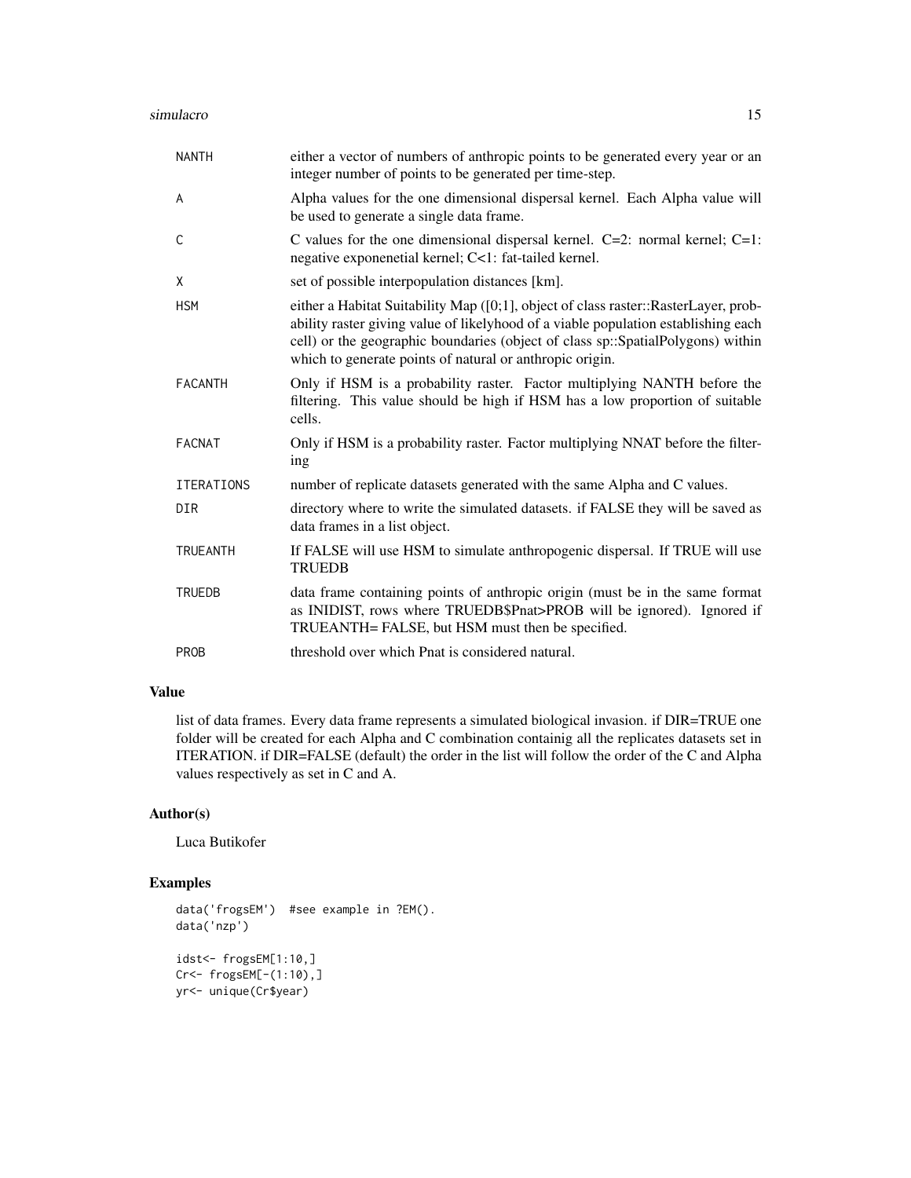| | |
|---|---|
| NANTH | either a vector of numbers of anthropic points to be generated every year or an integer number of points to be generated per time-step. |
| A | Alpha values for the one dimensional dispersal kernel. Each Alpha value will be used to generate a single data frame. |
| C | C values for the one dimensional dispersal kernel. C=2: normal kernel; C=1: negative exponenetial kernel; C<1: fat-tailed kernel. |
| X | set of possible interpopulation distances [km]. |
| HSM | either a Habitat Suitability Map ([0;1], object of class raster::RasterLayer, probability raster giving value of likelyhood of a viable population establishing each cell) or the geographic boundaries (object of class sp::SpatialPolygons) within which to generate points of natural or anthropic origin. |
| FACANTH | Only if HSM is a probability raster. Factor multiplying NANTH before the filtering. This value should be high if HSM has a low proportion of suitable cells. |
| FACNAT | Only if HSM is a probability raster. Factor multiplying NNAT before the filtering |
| ITERATIONS | number of replicate datasets generated with the same Alpha and C values. |
| DIR | directory where to write the simulated datasets. if FALSE they will be saved as data frames in a list object. |
| TRUEANTH | If FALSE will use HSM to simulate anthropogenic dispersal. If TRUE will use TRUEDB |
| TRUEDB | data frame containing points of anthropic origin (must be in the same format as INIDIST, rows where TRUEDB$Pnat>PROB will be ignored). Ignored if TRUEANTH= FALSE, but HSM must then be specified. |
| PROB | threshold over which Pnat is considered natural. |

## Value

list of data frames. Every data frame represents a simulated biological invasion. if DIR=TRUE one folder will be created for each Alpha and C combination containig all the replicates datasets set in ITERATION. if DIR=FALSE (default) the order in the list will follow the order of the C and Alpha values respectively as set in C and A.

## Author(s)

Luca Butikofer

## Examples

```
data('frogsEM')  #see example in ?EM().
data('nzp')

idst<- frogsEM[1:10,]
Cr<- frogsEM[-(1:10),]
yr<- unique(Cr$year)
```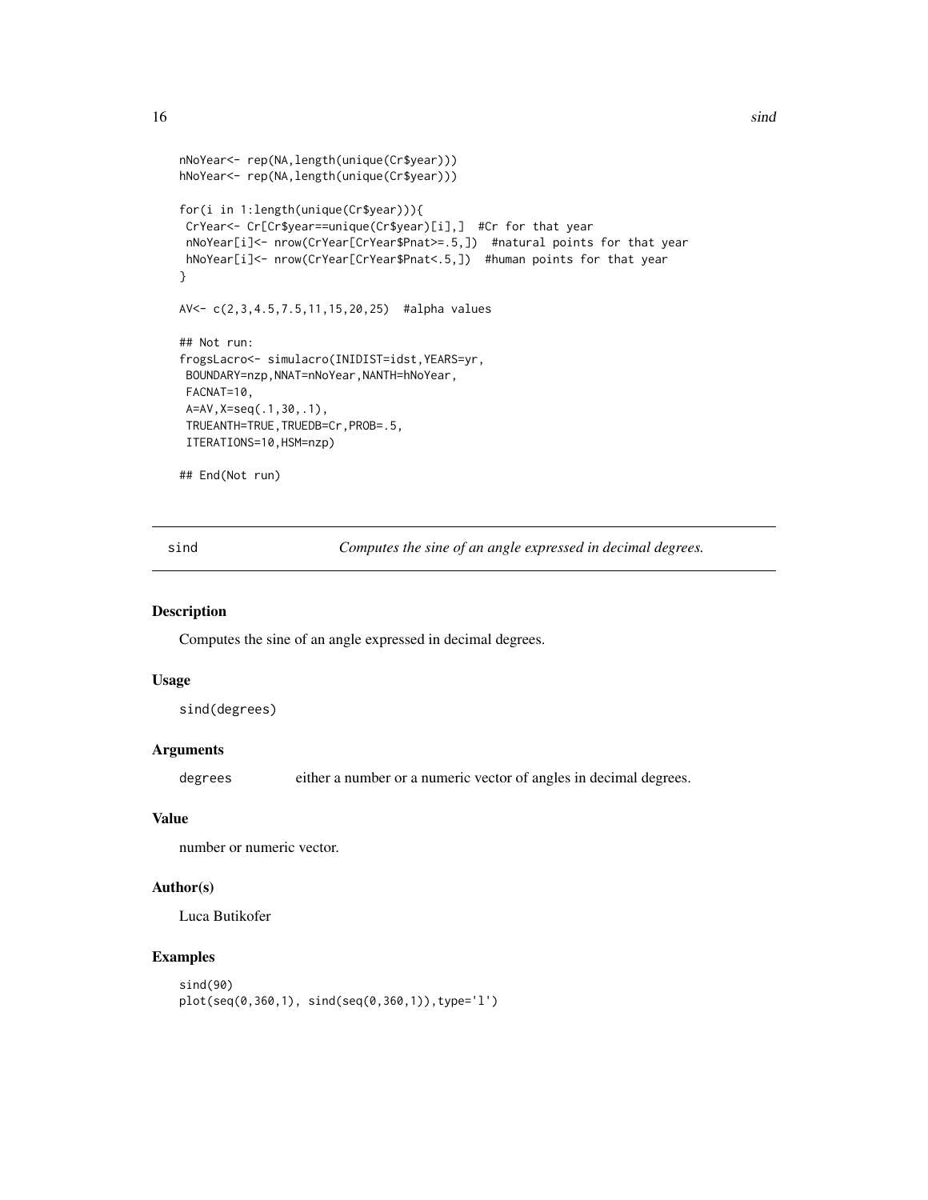```
nNoYear<- rep(NA,length(unique(Cr$year)))
hNoYear<- rep(NA,length(unique(Cr$year)))

for(i in 1:length(unique(Cr$year))){
 CrYear<- Cr[Cr$year==unique(Cr$year)[i],]  #Cr for that year
 nNoYear[i]<- nrow(CrYear[CrYear$Pnat>=.5,])  #natural points for that year
 hNoYear[i]<- nrow(CrYear[CrYear$Pnat<.5,])  #human points for that year
}

AV<- c(2,3,4.5,7.5,11,15,20,25)  #alpha values

## Not run:
frogsLacro<- simulacro(INIDIST=idst,YEARS=yr,
 BOUNDARY=nzp,NNAT=nNoYear,NANTH=hNoYear,
 FACNAT=10,
 A=AV,X=seq(.1,30,.1),
 TRUEANTH=TRUE,TRUEDB=Cr,PROB=.5,
 ITERATIONS=10,HSM=nzp)

## End(Not run)
```

## sind — *Computes the sine of an angle expressed in decimal degrees.*

### Description

Computes the sine of an angle expressed in decimal degrees.

### Usage

```
sind(degrees)
```

### Arguments

`degrees` either a number or a numeric vector of angles in decimal degrees.

### Value

number or numeric vector.

### Author(s)

Luca Butikofer

### Examples

```
sind(90)
plot(seq(0,360,1), sind(seq(0,360,1)),type='l')
```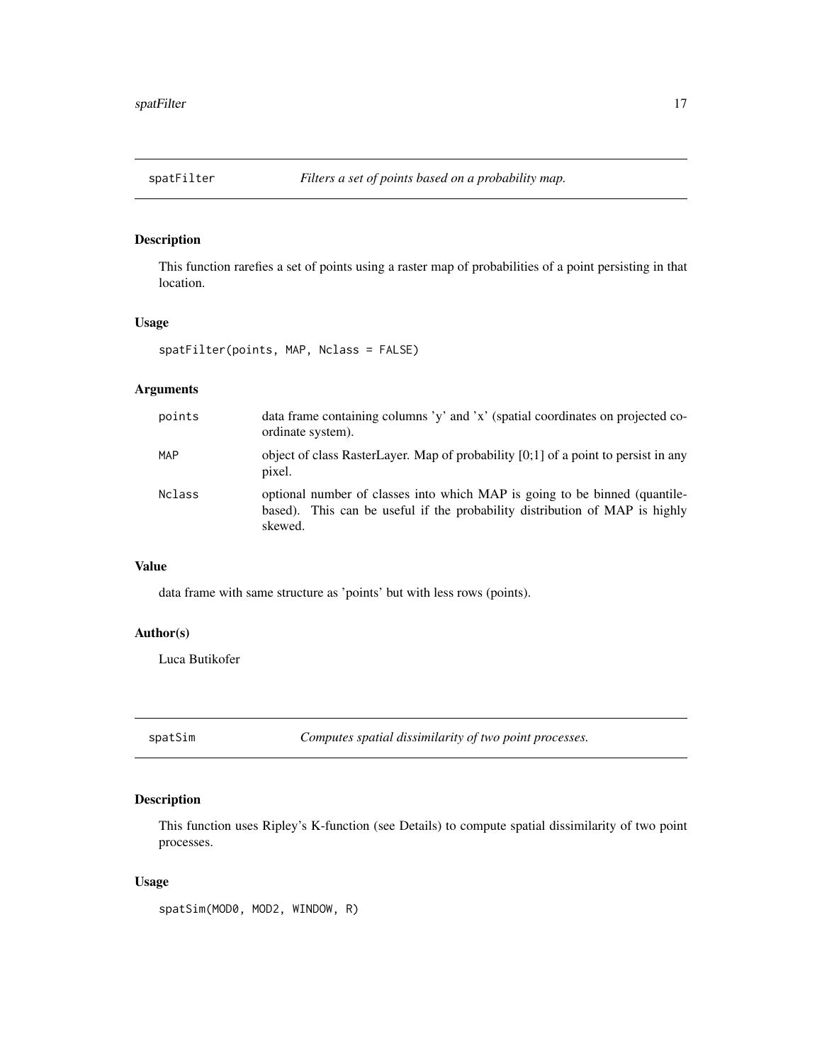## spatFilter — *Filters a set of points based on a probability map.*

### Description

This function rarefies a set of points using a raster map of probabilities of a point persisting in that location.

### Usage

```
spatFilter(points, MAP, Nclass = FALSE)
```

### Arguments

| | |
|---|---|
| `points` | data frame containing columns 'y' and 'x' (spatial coordinates on projected coordinate system). |
| `MAP` | object of class RasterLayer. Map of probability [0;1] of a point to persist in any pixel. |
| `Nclass` | optional number of classes into which MAP is going to be binned (quantile-based). This can be useful if the probability distribution of MAP is highly skewed. |

### Value

data frame with same structure as 'points' but with less rows (points).

### Author(s)

Luca Butikofer

## spatSim — *Computes spatial dissimilarity of two point processes.*

### Description

This function uses Ripley's K-function (see Details) to compute spatial dissimilarity of two point processes.

### Usage

```
spatSim(MOD0, MOD2, WINDOW, R)
```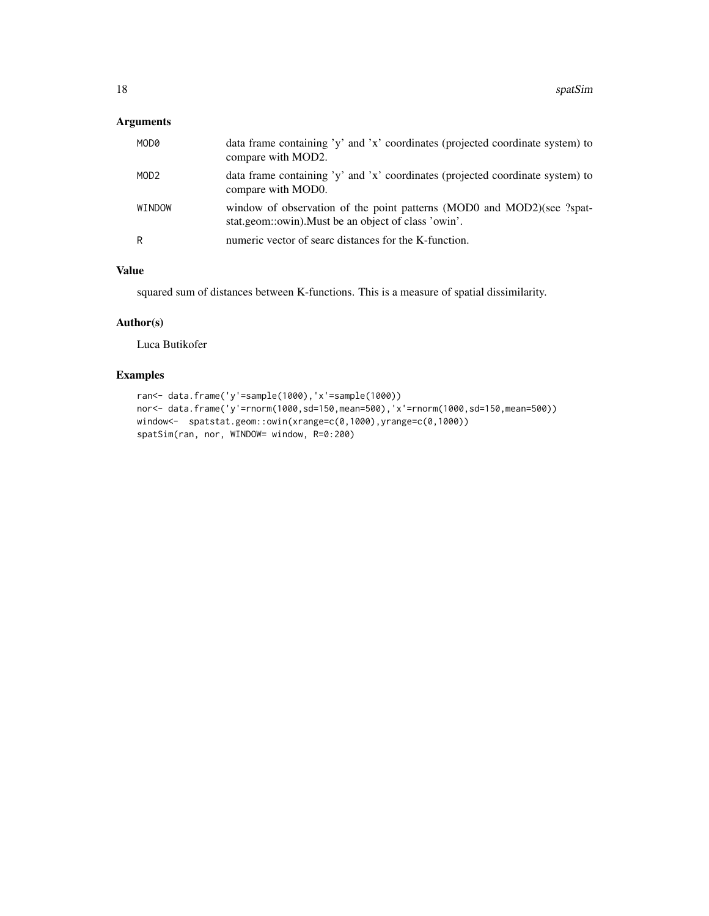## Arguments

| | |
|---|---|
| MOD0 | data frame containing 'y' and 'x' coordinates (projected coordinate system) to compare with MOD2. |
| MOD2 | data frame containing 'y' and 'x' coordinates (projected coordinate system) to compare with MOD0. |
| WINDOW | window of observation of the point patterns (MOD0 and MOD2)(see ?spatstat.geom::owin).Must be an object of class 'owin'. |
| R | numeric vector of searc distances for the K-function. |

## Value

squared sum of distances between K-functions. This is a measure of spatial dissimilarity.

## Author(s)

Luca Butikofer

## Examples

```
ran<- data.frame('y'=sample(1000),'x'=sample(1000))
nor<- data.frame('y'=rnorm(1000,sd=150,mean=500),'x'=rnorm(1000,sd=150,mean=500))
window<-  spatstat.geom::owin(xrange=c(0,1000),yrange=c(0,1000))
spatSim(ran, nor, WINDOW= window, R=0:200)
```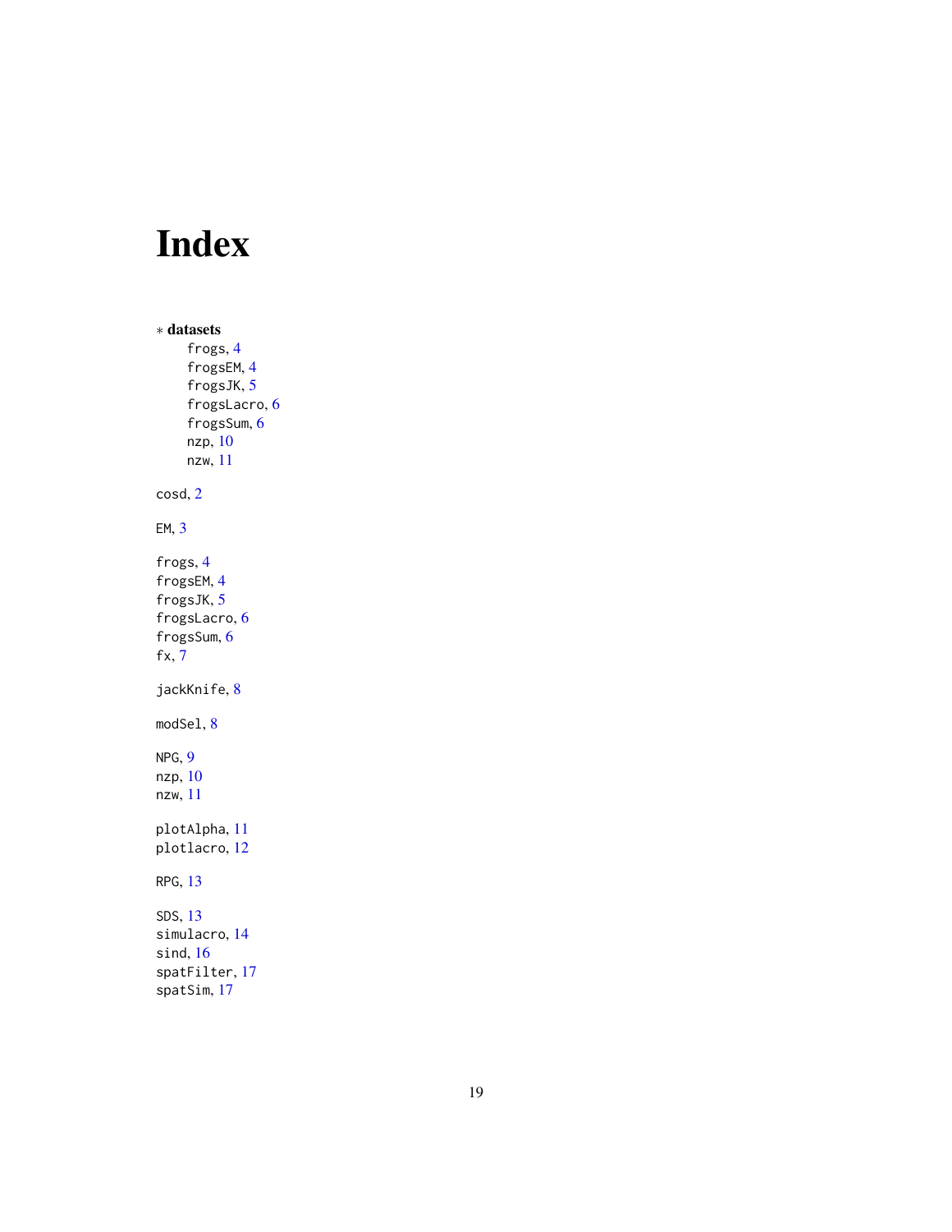# Index

∗ **datasets**
- frogs, 4
- frogsEM, 4
- frogsJK, 5
- frogsLacro, 6
- frogsSum, 6
- nzp, 10
- nzw, 11

cosd, 2

EM, 3

frogs, 4
frogsEM, 4
frogsJK, 5
frogsLacro, 6
frogsSum, 6
fx, 7

jackKnife, 8

modSel, 8

NPG, 9
nzp, 10
nzw, 11

plotAlpha, 11
plotlacro, 12

RPG, 13

SDS, 13
simulacro, 14
sind, 16
spatFilter, 17
spatSim, 17